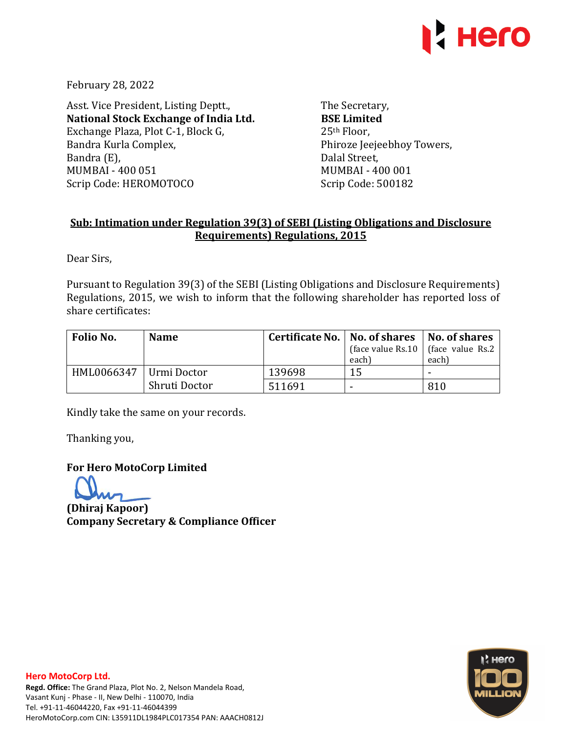February 28, 2022

Asst. Vice President, Listing Deptt.,
**National Stock Exchange of India Ltd.**
Exchange Plaza, Plot C-1, Block G,
Bandra Kurla Complex,
Bandra (E),
MUMBAI - 400 051
Scrip Code: HEROMOTOCO

The Secretary,
**BSE Limited**
25th Floor,
Phiroze Jeejeebhoy Towers,
Dalal Street,
MUMBAI - 400 001
Scrip Code: 500182

**Sub: Intimation under Regulation 39(3) of SEBI (Listing Obligations and Disclosure Requirements) Regulations, 2015**

Dear Sirs,

Pursuant to Regulation 39(3) of the SEBI (Listing Obligations and Disclosure Requirements) Regulations, 2015, we wish to inform that the following shareholder has reported loss of share certificates:

| Folio No. | Name | Certificate No. | No. of shares (face value Rs.10 each) | No. of shares (face value Rs.2 each) |
|---|---|---|---|---|
| HML0066347 | Urmi Doctor Shruti Doctor | 139698 | 15 | - |
| | | 511691 | - | 810 |

Kindly take the same on your records.

Thanking you,

**For Hero MotoCorp Limited**

**(Dhiraj Kapoor)**
**Company Secretary & Compliance Officer**

**Hero MotoCorp Ltd.**
**Regd. Office:** The Grand Plaza, Plot No. 2, Nelson Mandela Road, Vasant Kunj - Phase - II, New Delhi - 110070, India
Tel. +91-11-46044220, Fax +91-11-46044399
HeroMotoCorp.com CIN: L35911DL1984PLC017354 PAN: AAACH0812J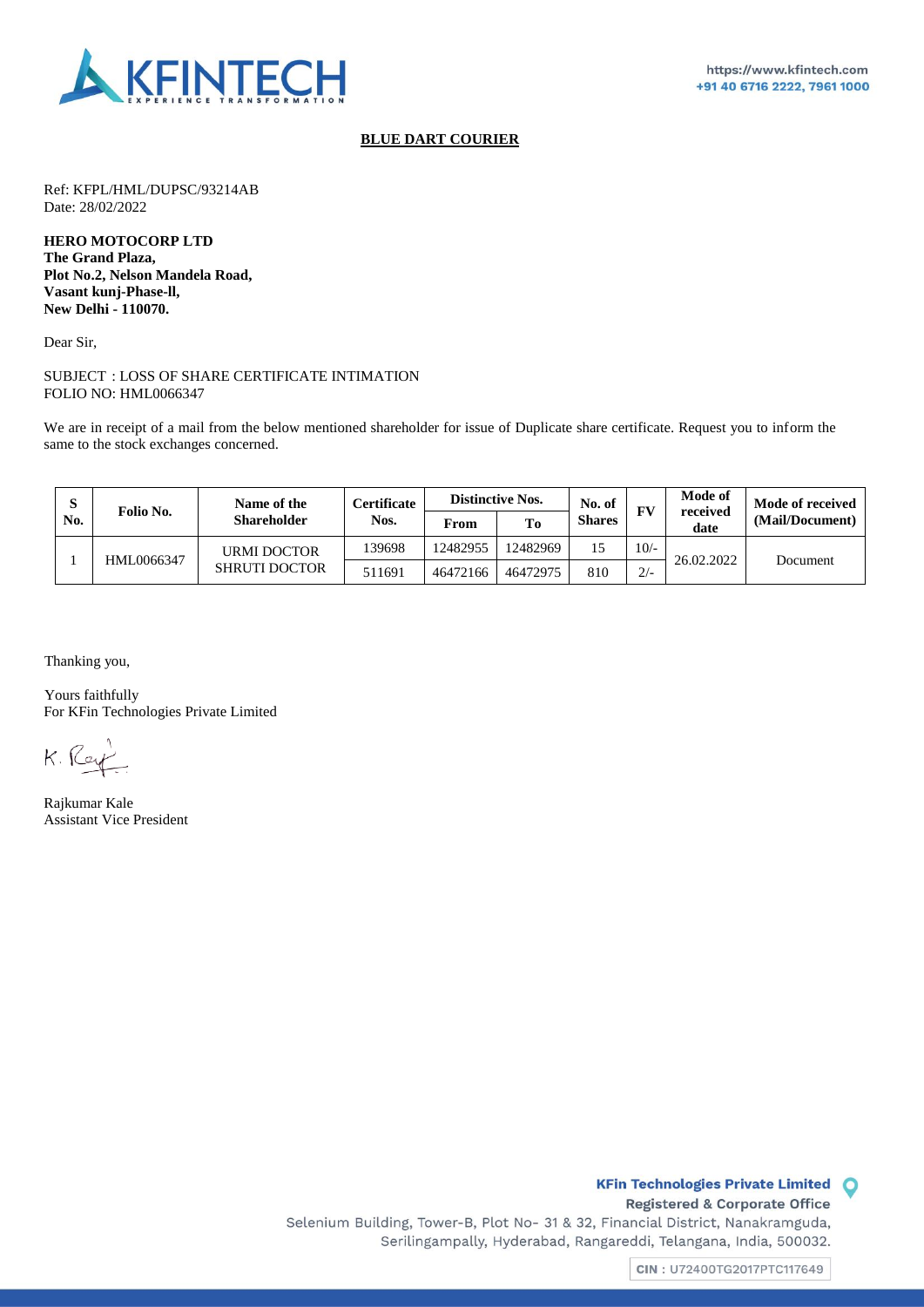**BLUE DART COURIER**

Ref: KFPL/HML/DUPSC/93214AB
Date: 28/02/2022

**HERO MOTOCORP LTD**
**The Grand Plaza,**
**Plot No.2, Nelson Mandela Road,**
**Vasant kunj-Phase-ll,**
**New Delhi - 110070.**

Dear Sir,

SUBJECT : LOSS OF SHARE CERTIFICATE INTIMATION
FOLIO NO: HML0066347

We are in receipt of a mail from the below mentioned shareholder for issue of Duplicate share certificate. Request you to inform the same to the stock exchanges concerned.

| S No. | Folio No. | Name of the Shareholder | Certificate Nos. | Distinctive Nos. | | No. of Shares | FV | Mode of received date | Mode of received (Mail/Document) |
|---|---|---|---|---|---|---|---|---|---|
| | | | | From | To | | | | |
| 1 | HML0066347 | URMI DOCTOR SHRUTI DOCTOR | 139698 | 12482955 | 12482969 | 15 | 10/- | 26.02.2022 | Document |
| | | | 511691 | 46472166 | 46472975 | 810 | 2/- | | |

Thanking you,

Yours faithfully
For KFin Technologies Private Limited

Rajkumar Kale
Assistant Vice President

**KFin Technologies Private Limited**
Registered & Corporate Office
Selenium Building, Tower-B, Plot No- 31 & 32, Financial District, Nanakramguda, Serilingampally, Hyderabad, Rangareddi, Telangana, India, 500032.

CIN : U72400TG2017PTC117649